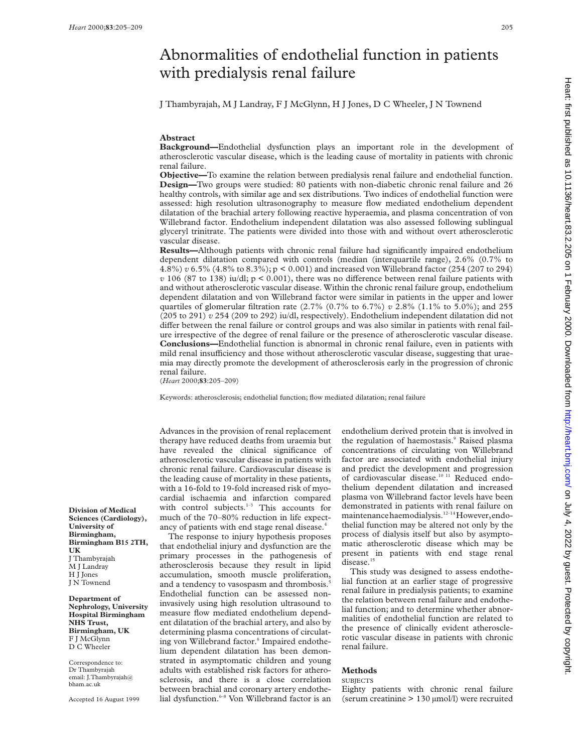# Abnormalities of endothelial function in patients with predialysis renal failure

J Thambyrajah, M J Landray, F J McGlynn, H J Jones, D C Wheeler, J N Townend

## Abstract

**Background**—Endothelial dysfunction plays an important role in the development of atherosclerotic vascular disease, which is the leading cause of mortality in patients with chronic renal failure.

**Objective**—To examine the relation between predialysis renal failure and endothelial function.

**Design**—Two groups were studied: 80 patients with non-diabetic chronic renal failure and 26 healthy controls, with similar age and sex distributions. Two indices of endothelial function were assessed: high resolution ultrasonography to measure flow mediated endothelium dependent dilatation of the brachial artery following reactive hyperaemia, and plasma concentration of von Willebrand factor. Endothelium independent dilatation was also assessed following sublingual glyceryl trinitrate. The patients were divided into those with and without overt atherosclerotic vascular disease.

**Results**—Although patients with chronic renal failure had significantly impaired endothelium dependent dilatation compared with controls (median (interquartile range), 2.6% (0.7% to 4.8%) *v* 6.5% (4.8% to 8.3%); $p < 0.001$) and increased von Willebrand factor (254 (207 to 294) *v* 106 (87 to 138) iu/dl; $p < 0.001$), there was no difference between renal failure patients with and without atherosclerotic vascular disease. Within the chronic renal failure group, endothelium dependent dilatation and von Willebrand factor were similar in patients in the upper and lower quartiles of glomerular filtration rate (2.7% (0.7% to 6.7%) *v* 2.8% (1.1% to 5.0%); and 255 (205 to 291) *v* 254 (209 to 292) iu/dl, respectively). Endothelium independent dilatation did not differ between the renal failure or control groups and was also similar in patients with renal failure irrespective of the degree of renal failure or the presence of atherosclerotic vascular disease.

**Conclusions**—Endothelial function is abnormal in chronic renal failure, even in patients with mild renal insufficiency and those without atherosclerotic vascular disease, suggesting that uraemia may directly promote the development of atherosclerosis early in the progression of chronic renal failure.

(*Heart* 2000;**83**:205–209)

Keywords: atherosclerosis; endothelial function; flow mediated dilatation; renal failure

**Division of Medical Sciences (Cardiology), University of Birmingham, Birmingham B15 2TH, UK**
J Thambyrajah
M J Landray
H J Jones
J N Townend

**Department of Nephrology, University Hospital Birmingham NHS Trust, Birmingham, UK**
F J McGlynn
D C Wheeler

Correspondence to: Dr Thambyrajah
email: J.Thambyrajah@bham.ac.uk

Accepted 16 August 1999

Advances in the provision of renal replacement therapy have reduced deaths from uraemia but have revealed the clinical significance of atherosclerotic vascular disease in patients with chronic renal failure. Cardiovascular disease is the leading cause of mortality in these patients, with a 16-fold to 19-fold increased risk of myocardial ischaemia and infarction compared with control subjects.[1–3] This accounts for much of the 70–80% reduction in life expectancy of patients with end stage renal disease.[4]

The response to injury hypothesis proposes that endothelial injury and dysfunction are the primary processes in the pathogenesis of atherosclerosis because they result in lipid accumulation, smooth muscle proliferation, and a tendency to vasospasm and thrombosis.[5] Endothelial function can be assessed non-invasively using high resolution ultrasound to measure flow mediated endothelium dependent dilatation of the brachial artery, and also by determining plasma concentrations of circulating von Willebrand factor.[6] Impaired endothelium dependent dilatation has been demonstrated in asymptomatic children and young adults with established risk factors for atherosclerosis, and there is a close correlation between brachial and coronary artery endothelial dysfunction.[6–8] Von Willebrand factor is an endothelium derived protein that is involved in the regulation of haemostasis.[9] Raised plasma concentrations of circulating von Willebrand factor are associated with endothelial injury and predict the development and progression of cardiovascular disease.[10 11] Reduced endothelium dependent dilatation and increased plasma von Willebrand factor levels have been demonstrated in patients with renal failure on maintenance haemodialysis.[12–14] However, endothelial function may be altered not only by the process of dialysis itself but also by asymptomatic atherosclerotic disease which may be present in patients with end stage renal disease.[15]

This study was designed to assess endothelial function at an earlier stage of progressive renal failure in predialysis patients; to examine the relation between renal failure and endothelial function; and to determine whether abnormalities of endothelial function are related to the presence of clinically evident atherosclerotic vascular disease in patients with chronic renal failure.

## Methods

### SUBJECTS

Eighty patients with chronic renal failure (serum creatinine > 130 μmol/l) were recruited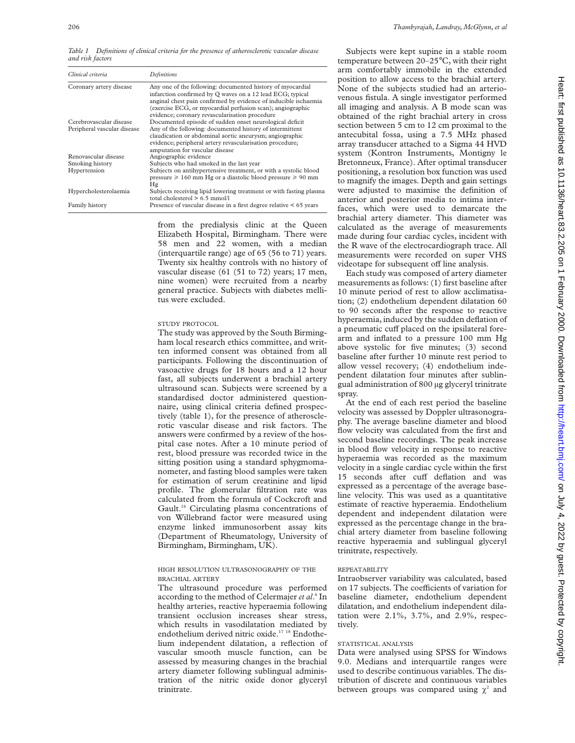*Table 1 Definitions of clinical criteria for the presence of atherosclerotic vascular disease and risk factors*

| *Clinical criteria* | *Definitions* |
| --- | --- |
| Coronary artery disease | Any one of the following: documented history of myocardial infarction confirmed by Q waves on a 12 lead ECG; typical anginal chest pain confirmed by evidence of inducible ischaemia (exercise ECG, or myocardial perfusion scan); angiographic evidence; coronary revascularisation procedure |
| Cerebrovascular disease | Documented episode of sudden onset neurological deficit |
| Peripheral vascular disease | Any of the following: documented history of intermittent claudication or abdominal aortic aneurysm; angiographic evidence; peripheral artery revascularisation procedure; amputation for vascular disease |
| Renovascular disease | Angiographic evidence |
| Smoking history | Subjects who had smoked in the last year |
| Hypertension | Subjects on antihypertensive treatment, or with a systolic blood pressure ≥ 160 mm Hg or a diastolic blood pressure ≥ 90 mm Hg |
| Hypercholesterolaemia | Subjects receiving lipid lowering treatment or with fasting plasma total cholesterol > 6.5 mmol/l |
| Family history | Presence of vascular disease in a first degree relative < 65 years |

from the predialysis clinic at the Queen Elizabeth Hospital, Birmingham. There were 58 men and 22 women, with a median (interquartile range) age of 65 (56 to 71) years. Twenty six healthy controls with no history of vascular disease (61 (51 to 72) years; 17 men, nine women) were recruited from a nearby general practice. Subjects with diabetes mellitus were excluded.

### STUDY PROTOCOL

The study was approved by the South Birmingham local research ethics committee, and written informed consent was obtained from all participants. Following the discontinuation of vasoactive drugs for 18 hours and a 12 hour fast, all subjects underwent a brachial artery ultrasound scan. Subjects were screened by a standardised doctor administered questionnaire, using clinical criteria defined prospectively (table 1), for the presence of atherosclerotic vascular disease and risk factors. The answers were confirmed by a review of the hospital case notes. After a 10 minute period of rest, blood pressure was recorded twice in the sitting position using a standard sphygmomanometer, and fasting blood samples were taken for estimation of serum creatinine and lipid profile. The glomerular filtration rate was calculated from the formula of Cockcroft and Gault.[16] Circulating plasma concentrations of von Willebrand factor were measured using enzyme linked immunosorbent assay kits (Department of Rheumatology, University of Birmingham, Birmingham, UK).

### HIGH RESOLUTION ULTRASONOGRAPHY OF THE BRACHIAL ARTERY

The ultrasound procedure was performed according to the method of Celermajer *et al*.[6] In healthy arteries, reactive hyperaemia following transient occlusion increases shear stress, which results in vasodilatation mediated by endothelium derived nitric oxide.[17 18] Endothelium independent dilatation, a reflection of vascular smooth muscle function, can be assessed by measuring changes in the brachial artery diameter following sublingual administration of the nitric oxide donor glyceryl trinitrate.

Subjects were kept supine in a stable room temperature between 20–25°C, with their right arm comfortably immobile in the extended position to allow access to the brachial artery. None of the subjects studied had an arteriovenous fistula. A single investigator performed all imaging and analysis. A B mode scan was obtained of the right brachial artery in cross section between 5 cm to 12 cm proximal to the antecubital fossa, using a 7.5 MHz phased array transducer attached to a Sigma 44 HVD system (Kontron Instruments, Montigny le Bretonneux, France). After optimal transducer positioning, a resolution box function was used to magnify the images. Depth and gain settings were adjusted to maximise the definition of anterior and posterior media to intima interfaces, which were used to demarcate the brachial artery diameter. This diameter was calculated as the average of measurements made during four cardiac cycles, incident with the R wave of the electrocardiograph trace. All measurements were recorded on super VHS videotape for subsequent off line analysis.

Each study was composed of artery diameter measurements as follows: (1) first baseline after 10 minute period of rest to allow acclimatisation; (2) endothelium dependent dilatation 60 to 90 seconds after the response to reactive hyperaemia, induced by the sudden deflation of a pneumatic cuff placed on the ipsilateral forearm and inflated to a pressure 100 mm Hg above systolic for five minutes; (3) second baseline after further 10 minute rest period to allow vessel recovery; (4) endothelium independent dilatation four minutes after sublingual administration of 800 μg glyceryl trinitrate spray.

At the end of each rest period the baseline velocity was assessed by Doppler ultrasonography. The average baseline diameter and blood flow velocity was calculated from the first and second baseline recordings. The peak increase in blood flow velocity in response to reactive hyperaemia was recorded as the maximum velocity in a single cardiac cycle within the first 15 seconds after cuff deflation and was expressed as a percentage of the average baseline velocity. This was used as a quantitative estimate of reactive hyperaemia. Endothelium dependent and independent dilatation were expressed as the percentage change in the brachial artery diameter from baseline following reactive hyperaemia and sublingual glyceryl trinitrate, respectively.

### REPEATABILITY

Intraobserver variability was calculated, based on 17 subjects. The coefficients of variation for baseline diameter, endothelium dependent dilatation, and endothelium independent dilatation were 2.1%, 3.7%, and 2.9%, respectively.

### STATISTICAL ANALYSIS

Data were analysed using SPSS for Windows 9.0. Medians and interquartile ranges were used to describe continuous variables. The distribution of discrete and continuous variables between groups was compared using $\chi^2$ and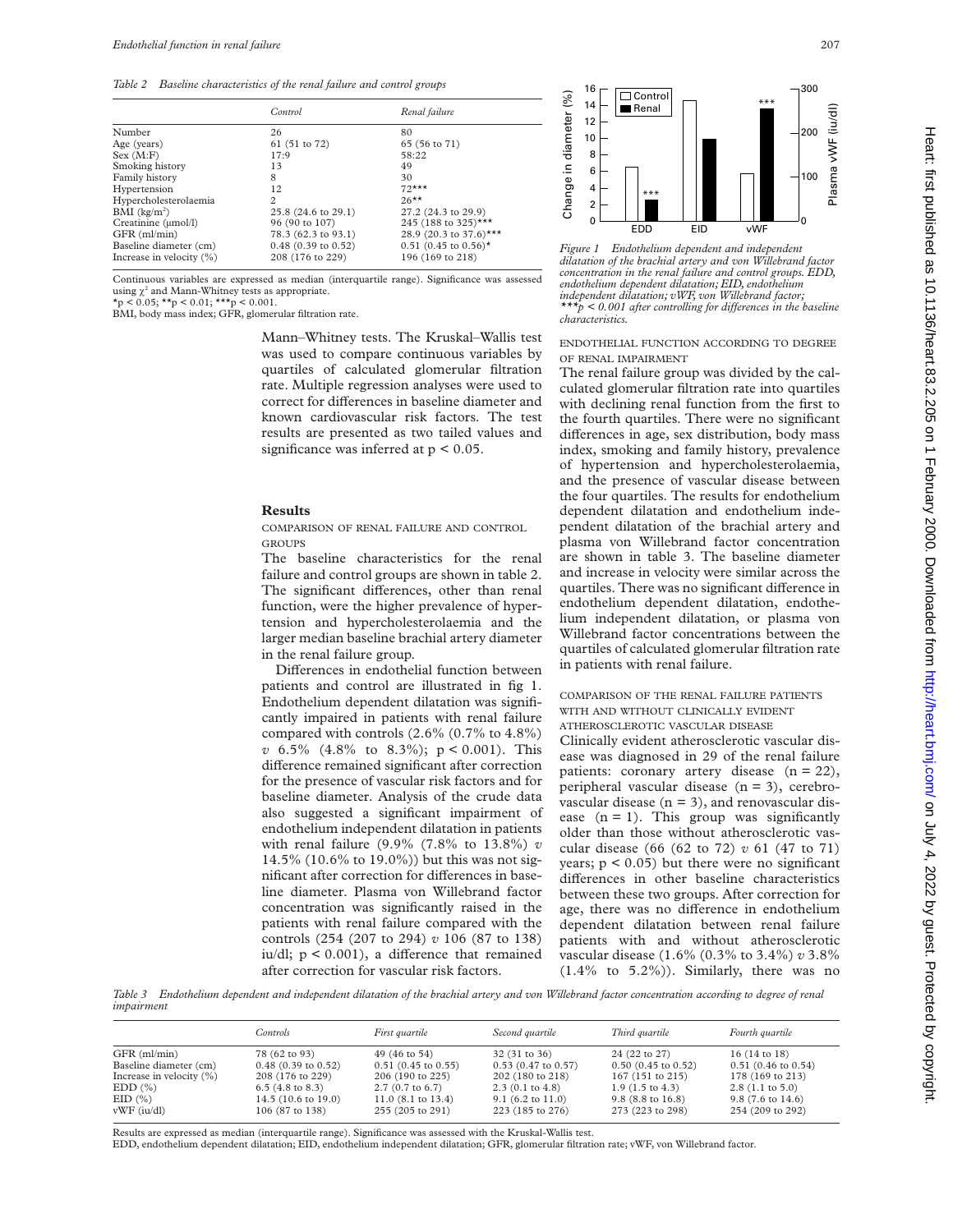*Table 2 Baseline characteristics of the renal failure and control groups*

| | Control | Renal failure |
|---|---|---|
| Number | 26 | 80 |
| Age (years) | 61 (51 to 72) | 65 (56 to 71) |
| Sex (M:F) | 17:9 | 58:22 |
| Smoking history | 13 | 49 |
| Family history | 8 | 30 |
| Hypertension | 12 | 72*** |
| Hypercholesterolaemia | 2 | 26** |
| BMI (kg/m²) | 25.8 (24.6 to 29.1) | 27.2 (24.3 to 29.9) |
| Creatinine (µmol/l) | 96 (90 to 107) | 245 (188 to 325)*** |
| GFR (ml/min) | 78.3 (62.3 to 93.1) | 28.9 (20.3 to 37.6)*** |
| Baseline diameter (cm) | 0.48 (0.39 to 0.52) | 0.51 (0.45 to 0.56)* |
| Increase in velocity (%) | 208 (176 to 229) | 196 (169 to 218) |

Continuous variables are expressed as median (interquartile range). Significance was assessed using $\chi^2$ and Mann-Whitney tests as appropriate.
*p < 0.05; **p < 0.01; ***p < 0.001.
BMI, body mass index; GFR, glomerular filtration rate.

Mann–Whitney tests. The Kruskal–Wallis test was used to compare continuous variables by quartiles of calculated glomerular filtration rate. Multiple regression analyses were used to correct for differences in baseline diameter and known cardiovascular risk factors. The test results are presented as two tailed values and significance was inferred at $p < 0.05$.

## Results

### COMPARISON OF RENAL FAILURE AND CONTROL GROUPS

The baseline characteristics for the renal failure and control groups are shown in table 2. The significant differences, other than renal function, were the higher prevalence of hypertension and hypercholesterolaemia and the larger median baseline brachial artery diameter in the renal failure group.

Differences in endothelial function between patients and control are illustrated in fig 1. Endothelium dependent dilatation was significantly impaired in patients with renal failure compared with controls (2.6% (0.7% to 4.8%) *v* 6.5% (4.8% to 8.3%); $p < 0.001$). This difference remained significant after correction for the presence of vascular risk factors and for baseline diameter. Analysis of the crude data also suggested a significant impairment of endothelium independent dilatation in patients with renal failure (9.9% (7.8% to 13.8%) *v* 14.5% (10.6% to 19.0%)) but this was not significant after correction for differences in baseline diameter. Plasma von Willebrand factor concentration was significantly raised in the patients with renal failure compared with the controls (254 (207 to 294) *v* 106 (87 to 138) iu/dl; $p < 0.001$), a difference that remained after correction for vascular risk factors.

Change in diameter (%)
Plasma vWF (iu/dl)
Control
Renal
16
14
12
10
8
6
4
2
0
300
200
100
0
***
***
EDD
EID
vWF

*Figure 1 Endothelium dependent and independent dilatation of the brachial artery and von Willebrand factor concentration in the renal failure and control groups. EDD, endothelium dependent dilatation; EID, endothelium independent dilatation; vWF, von Willebrand factor; ***p < 0.001 after controlling for differences in the baseline characteristics.*

### ENDOTHELIAL FUNCTION ACCORDING TO DEGREE OF RENAL IMPAIRMENT

The renal failure group was divided by the calculated glomerular filtration rate into quartiles with declining renal function from the first to the fourth quartiles. There were no significant differences in age, sex distribution, body mass index, smoking and family history, prevalence of hypertension and hypercholesterolaemia, and the presence of vascular disease between the four quartiles. The results for endothelium dependent dilatation and endothelium independent dilatation of the brachial artery and plasma von Willebrand factor concentration are shown in table 3. The baseline diameter and increase in velocity were similar across the quartiles. There was no significant difference in endothelium dependent dilatation, endothelium independent dilatation, or plasma von Willebrand factor concentrations between the quartiles of calculated glomerular filtration rate in patients with renal failure.

### COMPARISON OF THE RENAL FAILURE PATIENTS WITH AND WITHOUT CLINICALLY EVIDENT ATHEROSCLEROTIC VASCULAR DISEASE

Clinically evident atherosclerotic vascular disease was diagnosed in 29 of the renal failure patients: coronary artery disease (n = 22), peripheral vascular disease (n = 3), cerebrovascular disease (n = 3), and renovascular disease (n = 1). This group was significantly older than those without atherosclerotic vascular disease (66 (62 to 72) *v* 61 (47 to 71) years; $p < 0.05$) but there were no significant differences in other baseline characteristics between these two groups. After correction for age, there was no difference in endothelium dependent dilatation between renal failure patients with and without atherosclerotic vascular disease (1.6% (0.3% to 3.4%) *v* 3.8% (1.4% to 5.2%)). Similarly, there was no

*Table 3 Endothelium dependent and independent dilatation of the brachial artery and von Willebrand factor concentration according to degree of renal impairment*

| | Controls | First quartile | Second quartile | Third quartile | Fourth quartile |
|---|---|---|---|---|---|
| GFR (ml/min) | 78 (62 to 93) | 49 (46 to 54) | 32 (31 to 36) | 24 (22 to 27) | 16 (14 to 18) |
| Baseline diameter (cm) | 0.48 (0.39 to 0.52) | 0.51 (0.45 to 0.55) | 0.53 (0.47 to 0.57) | 0.50 (0.45 to 0.52) | 0.51 (0.46 to 0.54) |
| Increase in velocity (%) | 208 (176 to 229) | 206 (190 to 225) | 202 (180 to 218) | 167 (151 to 215) | 178 (169 to 213) |
| EDD (%) | 6.5 (4.8 to 8.3) | 2.7 (0.7 to 6.7) | 2.3 (0.1 to 4.8) | 1.9 (1.5 to 4.3) | 2.8 (1.1 to 5.0) |
| EID (%) | 14.5 (10.6 to 19.0) | 11.0 (8.1 to 13.4) | 9.1 (6.2 to 11.0) | 9.8 (8.8 to 16.8) | 9.8 (7.6 to 14.6) |
| vWF (iu/dl) | 106 (87 to 138) | 255 (205 to 291) | 223 (185 to 276) | 273 (223 to 298) | 254 (209 to 292) |

Results are expressed as median (interquartile range). Significance was assessed with the Kruskal-Wallis test.
EDD, endothelium dependent dilatation; EID, endothelium independent dilatation; GFR, glomerular filtration rate; vWF, von Willebrand factor.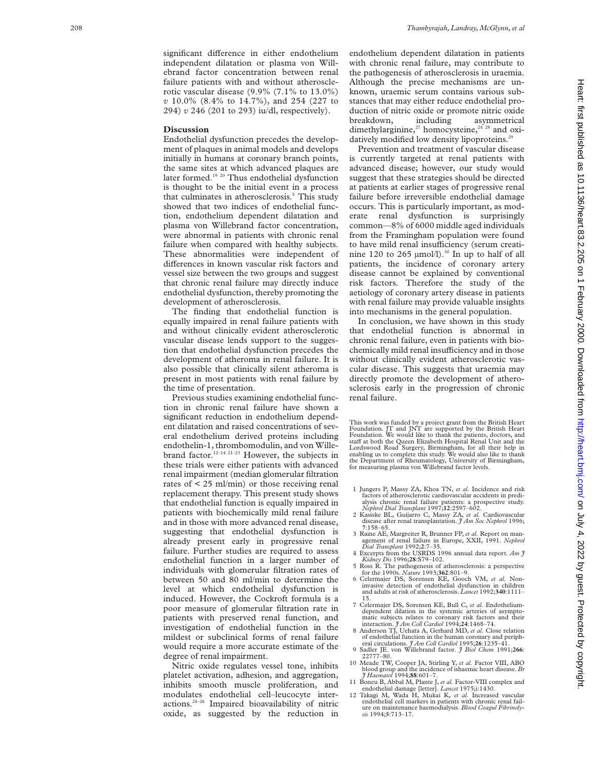significant difference in either endothelium independent dilatation or plasma von Willebrand factor concentration between renal failure patients with and without atherosclerotic vascular disease (9.9% (7.1% to 13.0%) *v* 10.0% (8.4% to 14.7%), and 254 (227 to 294) *v* 246 (201 to 293) iu/dl, respectively).

## Discussion

Endothelial dysfunction precedes the development of plaques in animal models and develops initially in humans at coronary branch points, the same sites at which advanced plaques are later formed.[19 20] Thus endothelial dysfunction is thought to be the initial event in a process that culminates in atherosclerosis.[5] This study showed that two indices of endothelial function, endothelium dependent dilatation and plasma von Willebrand factor concentration, were abnormal in patients with chronic renal failure when compared with healthy subjects. These abnormalities were independent of differences in known vascular risk factors and vessel size between the two groups and suggest that chronic renal failure may directly induce endothelial dysfunction, thereby promoting the development of atherosclerosis.

The finding that endothelial function is equally impaired in renal failure patients with and without clinically evident atherosclerotic vascular disease lends support to the suggestion that endothelial dysfunction precedes the development of atheroma in renal failure. It is also possible that clinically silent atheroma is present in most patients with renal failure by the time of presentation.

Previous studies examining endothelial function in chronic renal failure have shown a significant reduction in endothelium dependent dilatation and raised concentrations of several endothelium derived proteins including endothelin-1, thrombomodulin, and von Willebrand factor.[12–14 21–23] However, the subjects in these trials were either patients with advanced renal impairment (median glomerular filtration rates of < 25 ml/min) or those receiving renal replacement therapy. This present study shows that endothelial function is equally impaired in patients with biochemically mild renal failure and in those with more advanced renal disease, suggesting that endothelial dysfunction is already present early in progressive renal failure. Further studies are required to assess endothelial function in a larger number of individuals with glomerular filtration rates of between 50 and 80 ml/min to determine the level at which endothelial dysfunction is induced. However, the Cockroft formula is a poor measure of glomerular filtration rate in patients with preserved renal function, and investigation of endothelial function in the mildest or subclinical forms of renal failure would require a more accurate estimate of the degree of renal impairment.

Nitric oxide regulates vessel tone, inhibits platelet activation, adhesion, and aggregation, inhibits smooth muscle proliferation, and modulates endothelial cell–leucocyte interactions.[24–26] Impaired bioavailability of nitric oxide, as suggested by the reduction in endothelium dependent dilatation in patients with chronic renal failure, may contribute to the pathogenesis of atherosclerosis in uraemia. Although the precise mechanisms are unknown, uraemic serum contains various substances that may either reduce endothelial production of nitric oxide or promote nitric oxide breakdown, including asymmetrical dimethylarginine,[27] homocysteine,[24 28] and oxidatively modified low density lipoproteins.[29]

Prevention and treatment of vascular disease is currently targeted at renal patients with advanced disease; however, our study would suggest that these strategies should be directed at patients at earlier stages of progressive renal failure before irreversible endothelial damage occurs. This is particularly important, as moderate renal dysfunction is surprisingly common—8% of 6000 middle aged individuals from the Framingham population were found to have mild renal insufficiency (serum creatinine 120 to 265 μmol/l).[30] In up to half of all patients, the incidence of coronary artery disease cannot be explained by conventional risk factors. Therefore the study of the aetiology of coronary artery disease in patients with renal failure may provide valuable insights into mechanisms in the general population.

In conclusion, we have shown in this study that endothelial function is abnormal in chronic renal failure, even in patients with biochemically mild renal insufficiency and in those without clinically evident atherosclerotic vascular disease. This suggests that uraemia may directly promote the development of atherosclerosis early in the progression of chronic renal failure.

This work was funded by a project grant from the British Heart Foundation. JT and JNT are supported by the British Heart Foundation. We would like to thank the patients, doctors, and staff at both the Queen Elizabeth Hospital Renal Unit and the Lordswood Road Surgery, Birmingham, for all their help in enabling us to complete this study. We would also like to thank the Department of Rheumatology, University of Birmingham, for measuring plasma von Willebrand factor levels.

1 Jungers P, Massy ZA, Khoa TN, *et al.* Incidence and risk factors of atherosclerotic cardiovascular accidents in predialysis chronic renal failure patients: a prospective study. *Nephrol Dial Transplant* 1997;**12**:2597–602.
2 Kasiske BL, Guijarro C, Massy ZA, *et al.* Cardiovascular disease after renal transplantation. *J Am Soc Nephrol* 1996;**7**:158–65.
3 Raine AE, Margreiter R, Brunner FP, *et al.* Report on management of renal failure in Europe, XXII, 1991. *Nephrol Dial Transplant* 1992;**2**:7–35.
4 Excerpts from the USRDS 1996 annual data report. *Am J Kidney Dis* 1996;**28**:S79–102.
5 Ross R. The pathogenesis of atherosclerosis: a perspective for the 1990s. *Nature* 1993;**362**:801–9.
6 Celermajer DS, Sorensen KE, Gooch VM, *et al.* Non-invasive detection of endothelial dysfunction in children and adults at risk of atherosclerosis. *Lancet* 1992;**340**:1111–15.
7 Celermajer DS, Sorensen KE, Bull C, *et al.* Endothelium-dependent dilation in the systemic arteries of asymptomatic subjects relates to coronary risk factors and their interaction. *J Am Coll Cardiol* 1994;**24**:1468–74.
8 Anderson TJ, Uehata A, Gerhard MD, *et al.* Close relation of endothelial function in the human coronary and peripheral circulations. *J Am Coll Cardiol* 1995;**26**:1235–41.
9 Sadler JE. von Willebrand factor. *J Biol Chem* 1991;**266**:22777–80.
10 Meade TW, Cooper JA, Stirling Y, *et al.* Factor VIII, ABO blood group and the incidence of ishaemic heart disease. *Br J Haematol* 1994;**88**:601–7.
11 Boneu B, Abbal M, Plante J, *et al.* Factor-VIII complex and endothelial damage [letter]. *Lancet* 1975;i:1430.
12 Takagi M, Wada H, Mukai K, *et al.* Increased vascular endothelial cell markers in patients with chronic renal failure on maintenance haemodialysis. *Blood Coagul Fibrinolysis* 1994;**5**:713–17.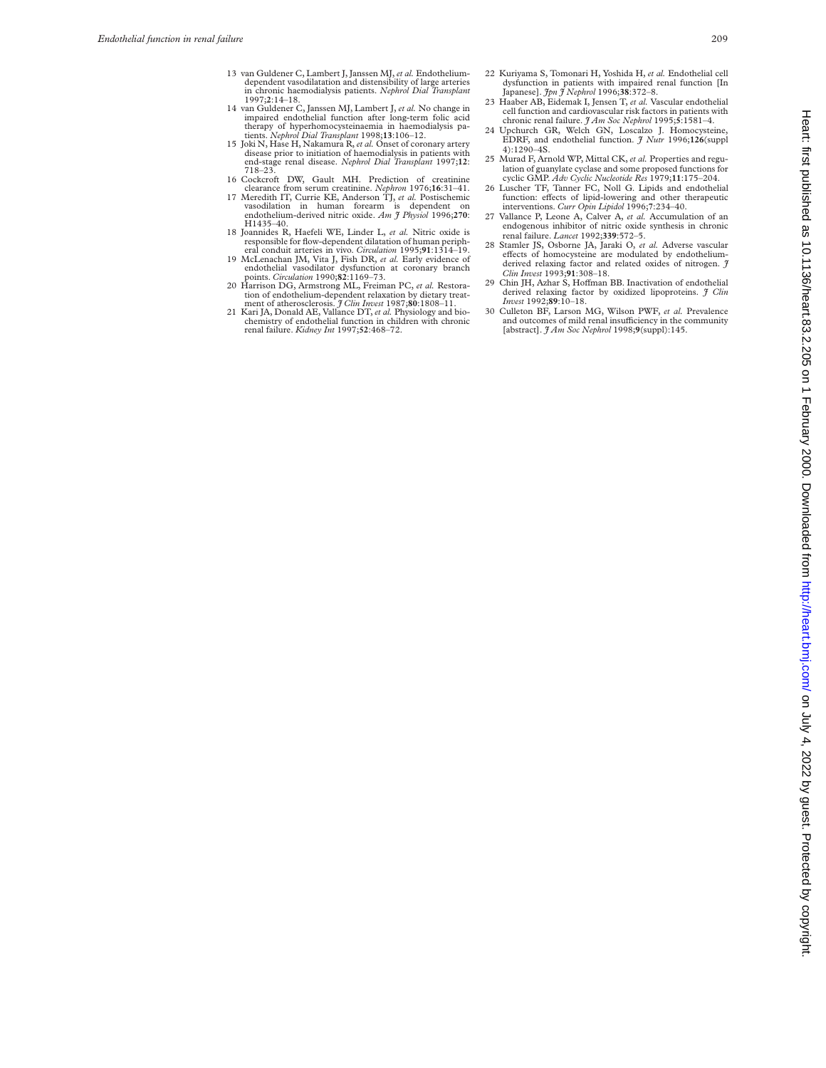13 van Guldener C, Lambert J, Janssen MJ, *et al.* Endothelium-dependent vasodilatation and distensibility of large arteries in chronic haemodialysis patients. *Nephrol Dial Transplant* 1997;**2**:14–18.

14 van Guldener C, Janssen MJ, Lambert J, *et al.* No change in impaired endothelial function after long-term folic acid therapy of hyperhomocysteinaemia in haemodialysis patients. *Nephrol Dial Transplant* 1998;**13**:106–12.

15 Joki N, Hase H, Nakamura R, *et al.* Onset of coronary artery disease prior to initiation of haemodialysis in patients with end-stage renal disease. *Nephrol Dial Transplant* 1997;**12**:718–23.

16 Cockcroft DW, Gault MH. Prediction of creatinine clearance from serum creatinine. *Nephron* 1976;**16**:31–41.

17 Meredith IT, Currie KE, Anderson TJ, *et al.* Postischemic vasodilation in human forearm is dependent on endothelium-derived nitric oxide. *Am J Physiol* 1996;**270**:H1435–40.

18 Joannides R, Haefeli WE, Linder L, *et al.* Nitric oxide is responsible for flow-dependent dilatation of human peripheral conduit arteries in vivo. *Circulation* 1995;**91**:1314–19.

19 McLenachan JM, Vita J, Fish DR, *et al.* Early evidence of endothelial vasodilator dysfunction at coronary branch points. *Circulation* 1990;**82**:1169–73.

20 Harrison DG, Armstrong ML, Freiman PC, *et al.* Restoration of endothelium-dependent relaxation by dietary treatment of atherosclerosis. *J Clin Invest* 1987;**80**:1808–11.

21 Kari JA, Donald AE, Vallance DT, *et al.* Physiology and biochemistry of endothelial function in children with chronic renal failure. *Kidney Int* 1997;**52**:468–72.

22 Kuriyama S, Tomonari H, Yoshida H, *et al.* Endothelial cell dysfunction in patients with impaired renal function [In Japanese]. *Jpn J Nephrol* 1996;**38**:372–8.

23 Haaber AB, Eidemak I, Jensen T, *et al.* Vascular endothelial cell function and cardiovascular risk factors in patients with chronic renal failure. *J Am Soc Nephrol* 1995;**5**:1581–4.

24 Upchurch GR, Welch GN, Loscalzo J. Homocysteine, EDRF, and endothelial function. *J Nutr* 1996;**126**(suppl 4):1290–4S.

25 Murad F, Arnold WP, Mittal CK, *et al.* Properties and regulation of guanylate cyclase and some proposed functions for cyclic GMP. *Adv Cyclic Nucleotide Res* 1979;**11**:175–204.

26 Luscher TF, Tanner FC, Noll G. Lipids and endothelial function: effects of lipid-lowering and other therapeutic interventions. *Curr Opin Lipidol* 1996;**7**:234–40.

27 Vallance P, Leone A, Calver A, *et al.* Accumulation of an endogenous inhibitor of nitric oxide synthesis in chronic renal failure. *Lancet* 1992;**339**:572–5.

28 Stamler JS, Osborne JA, Jaraki O, *et al.* Adverse vascular effects of homocysteine are modulated by endothelium-derived relaxing factor and related oxides of nitrogen. *J Clin Invest* 1993;**91**:308–18.

29 Chin JH, Azhar S, Hoffman BB. Inactivation of endothelial derived relaxing factor by oxidized lipoproteins. *J Clin Invest* 1992;**89**:10–18.

30 Culleton BF, Larson MG, Wilson PWF, *et al.* Prevalence and outcomes of mild renal insufficiency in the community [abstract]. *J Am Soc Nephrol* 1998;**9**(suppl):145.